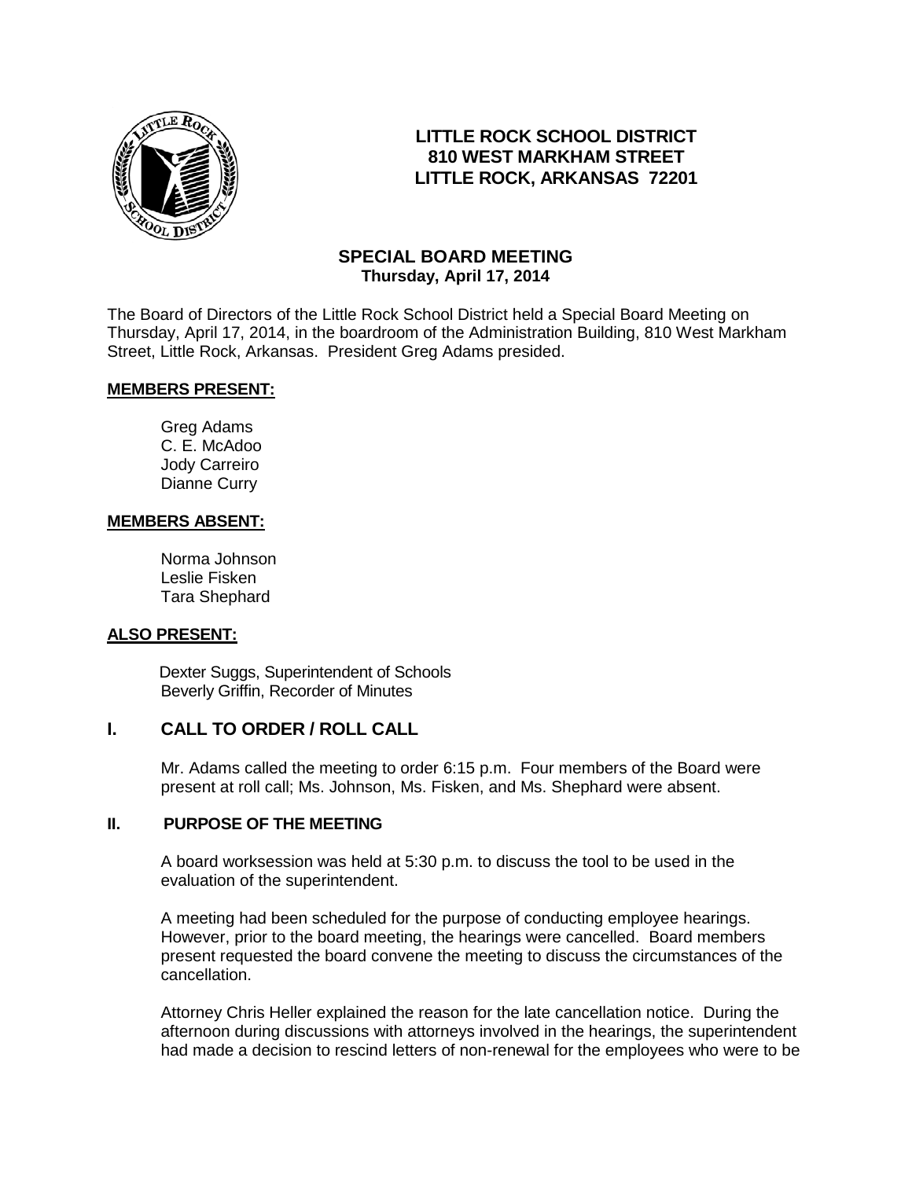# LITTLE ROCK SCHOOL DISTRICT
## 810 WEST MARKHAM STREET
## LITTLE ROCK, ARKANSAS 72201

## SPECIAL BOARD MEETING
**Thursday, April 17, 2014**

The Board of Directors of the Little Rock School District held a Special Board Meeting on Thursday, April 17, 2014, in the boardroom of the Administration Building, 810 West Markham Street, Little Rock, Arkansas. President Greg Adams presided.

**MEMBERS PRESENT:**

Greg Adams
C. E. McAdoo
Jody Carreiro
Dianne Curry

**MEMBERS ABSENT:**

Norma Johnson
Leslie Fisken
Tara Shephard

**ALSO PRESENT:**

Dexter Suggs, Superintendent of Schools
Beverly Griffin, Recorder of Minutes

## I. CALL TO ORDER / ROLL CALL

Mr. Adams called the meeting to order 6:15 p.m. Four members of the Board were present at roll call; Ms. Johnson, Ms. Fisken, and Ms. Shephard were absent.

## II. PURPOSE OF THE MEETING

A board worksession was held at 5:30 p.m. to discuss the tool to be used in the evaluation of the superintendent.

A meeting had been scheduled for the purpose of conducting employee hearings. However, prior to the board meeting, the hearings were cancelled. Board members present requested the board convene the meeting to discuss the circumstances of the cancellation.

Attorney Chris Heller explained the reason for the late cancellation notice. During the afternoon during discussions with attorneys involved in the hearings, the superintendent had made a decision to rescind letters of non-renewal for the employees who were to be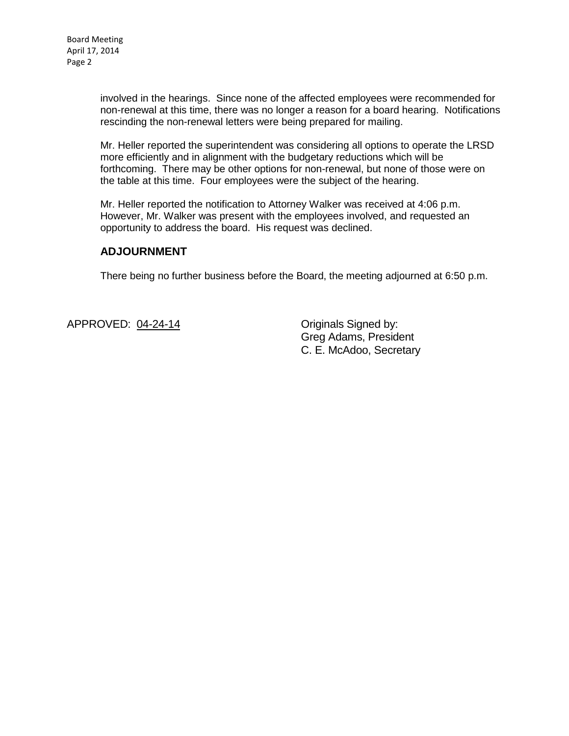involved in the hearings. Since none of the affected employees were recommended for non-renewal at this time, there was no longer a reason for a board hearing. Notifications rescinding the non-renewal letters were being prepared for mailing.

Mr. Heller reported the superintendent was considering all options to operate the LRSD more efficiently and in alignment with the budgetary reductions which will be forthcoming. There may be other options for non-renewal, but none of those were on the table at this time. Four employees were the subject of the hearing.

Mr. Heller reported the notification to Attorney Walker was received at 4:06 p.m. However, Mr. Walker was present with the employees involved, and requested an opportunity to address the board. His request was declined.

## ADJOURNMENT

There being no further business before the Board, the meeting adjourned at 6:50 p.m.

APPROVED: <u>04-24-14</u>

Originals Signed by:
Greg Adams, President
C. E. McAdoo, Secretary